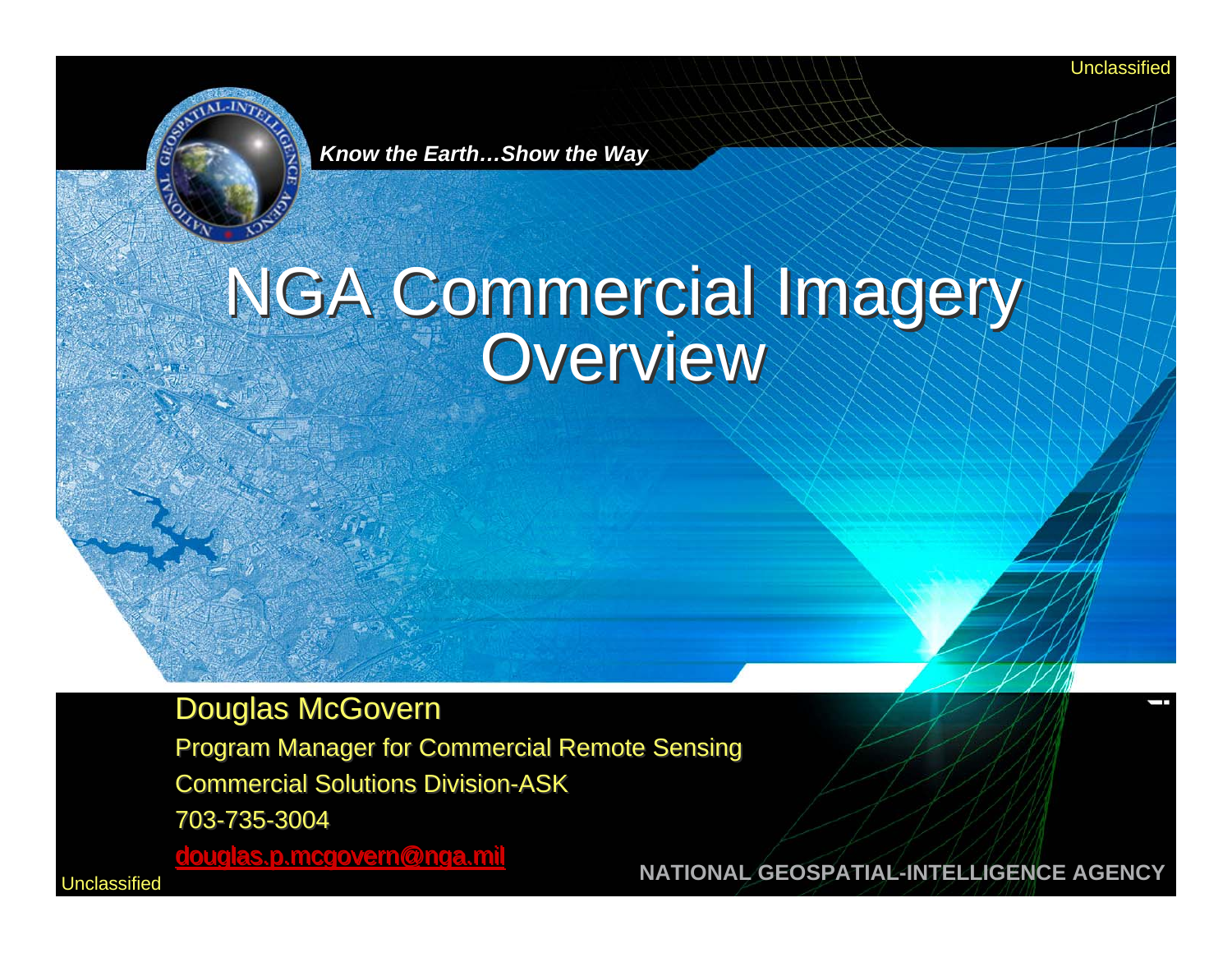Unclassified

*Know the Earth…Show the Way*

# NGA Commercial Imagery Overview

Douglas McGovern

Program Manager for Commercial Remote Sensing

Commercial Solutions Division-ASK

703-735-3004

douglas.p.mcgovern@nga.mil

**NATIONAL GEOSPATIAL-INTELLIGENCE AGENCY**

Unclassified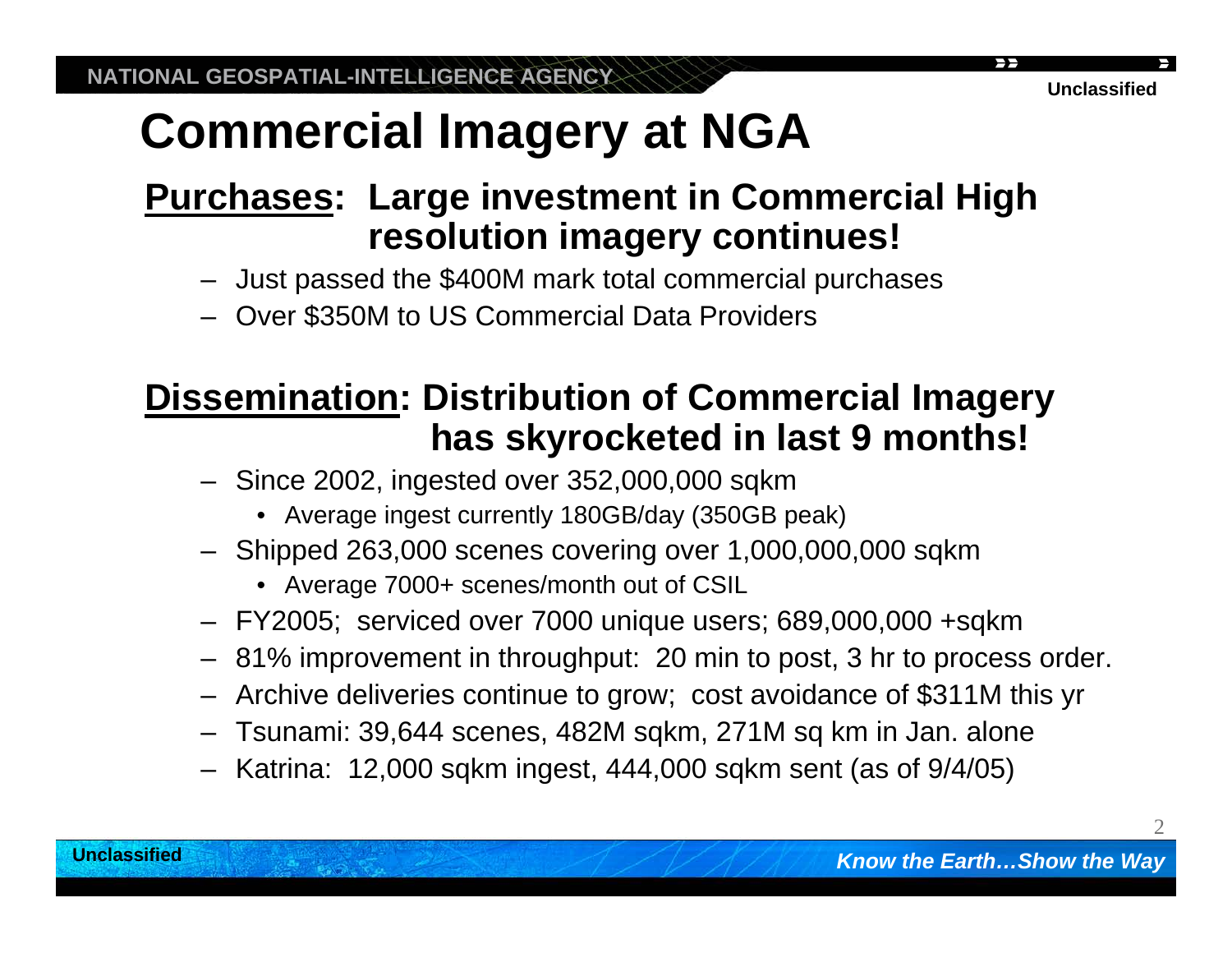# Commercial Imagery at NGA

## Purchases: Large investment in Commercial High resolution imagery continues!

- Just passed the $400M mark total commercial purchases
- Over $350M to US Commercial Data Providers

## Dissemination: Distribution of Commercial Imagery has skyrocketed in last 9 months!

- Since 2002, ingested over 352,000,000 sqkm
  - Average ingest currently 180GB/day (350GB peak)
- Shipped 263,000 scenes covering over 1,000,000,000 sqkm
  - Average 7000+ scenes/month out of CSIL
- FY2005; serviced over 7000 unique users; 689,000,000 +sqkm
- 81% improvement in throughput: 20 min to post, 3 hr to process order.
- Archive deliveries continue to grow; cost avoidance of $311M this yr
- Tsunami: 39,644 scenes, 482M sqkm, 271M sq km in Jan. alone
- Katrina: 12,000 sqkm ingest, 444,000 sqkm sent (as of 9/4/05)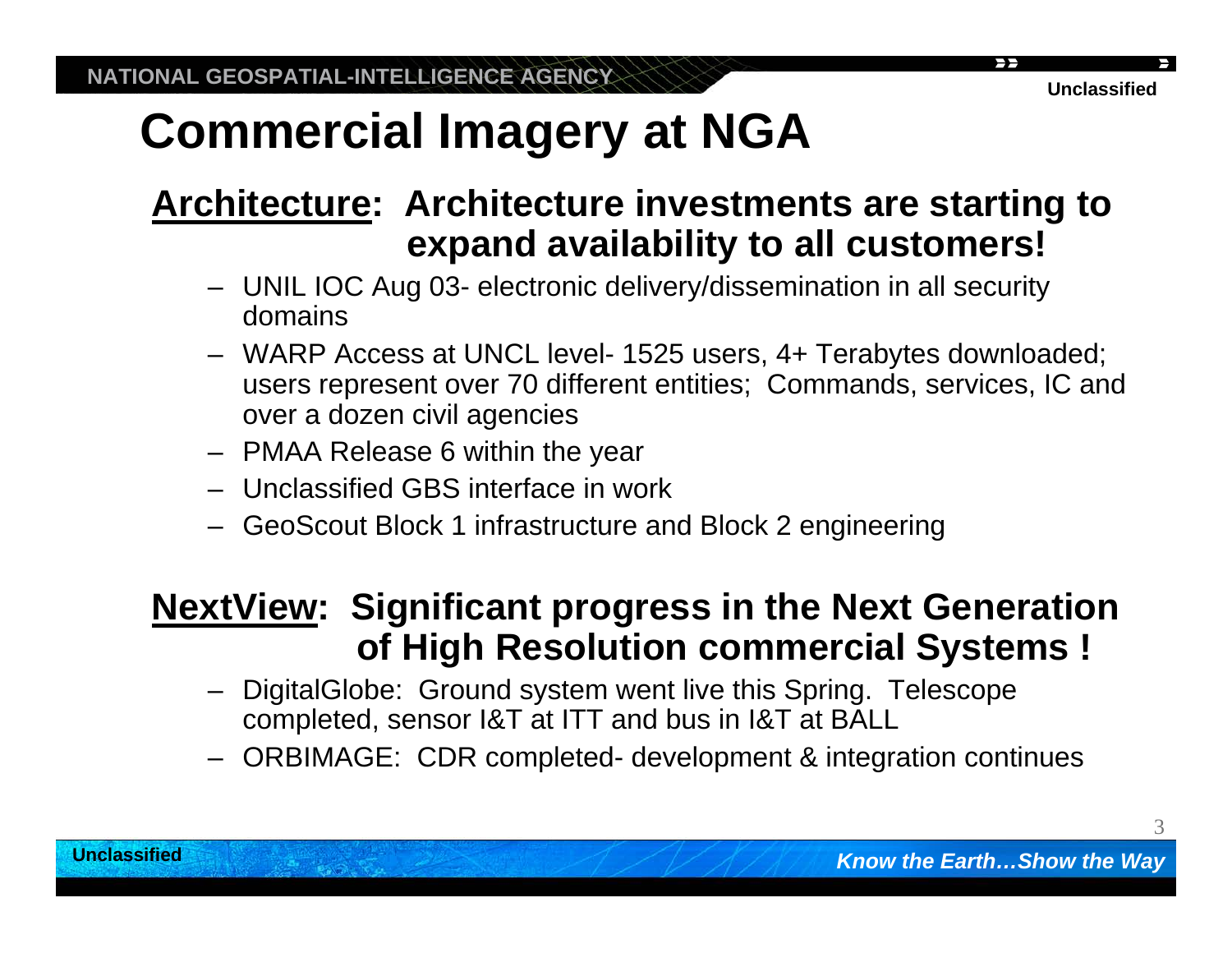# Commercial Imagery at NGA

## **Architecture**: Architecture investments are starting to expand availability to all customers!

- UNIL IOC Aug 03- electronic delivery/dissemination in all security domains
- WARP Access at UNCL level- 1525 users, 4+ Terabytes downloaded; users represent over 70 different entities; Commands, services, IC and over a dozen civil agencies
- PMAA Release 6 within the year
- Unclassified GBS interface in work
- GeoScout Block 1 infrastructure and Block 2 engineering

## **NextView**: Significant progress in the Next Generation of High Resolution commercial Systems !

- DigitalGlobe: Ground system went live this Spring. Telescope completed, sensor I&T at ITT and bus in I&T at BALL
- ORBIMAGE: CDR completed- development & integration continues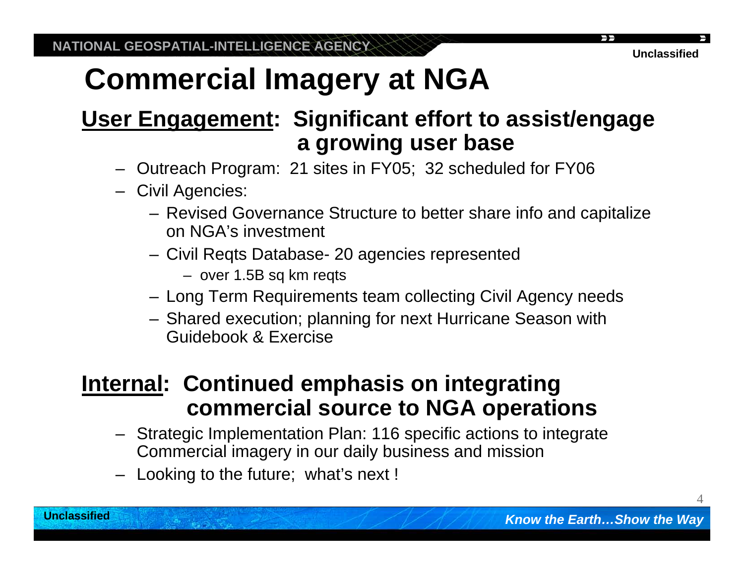# Commercial Imagery at NGA

## <u>User Engagement</u>: Significant effort to assist/engage a growing user base

- Outreach Program: 21 sites in FY05; 32 scheduled for FY06
- Civil Agencies:
  - Revised Governance Structure to better share info and capitalize on NGA's investment
  - Civil Reqts Database- 20 agencies represented
    - over 1.5B sq km reqts
  - Long Term Requirements team collecting Civil Agency needs
  - Shared execution; planning for next Hurricane Season with Guidebook & Exercise

## <u>Internal</u>: Continued emphasis on integrating commercial source to NGA operations

- Strategic Implementation Plan: 116 specific actions to integrate Commercial imagery in our daily business and mission
- Looking to the future; what's next !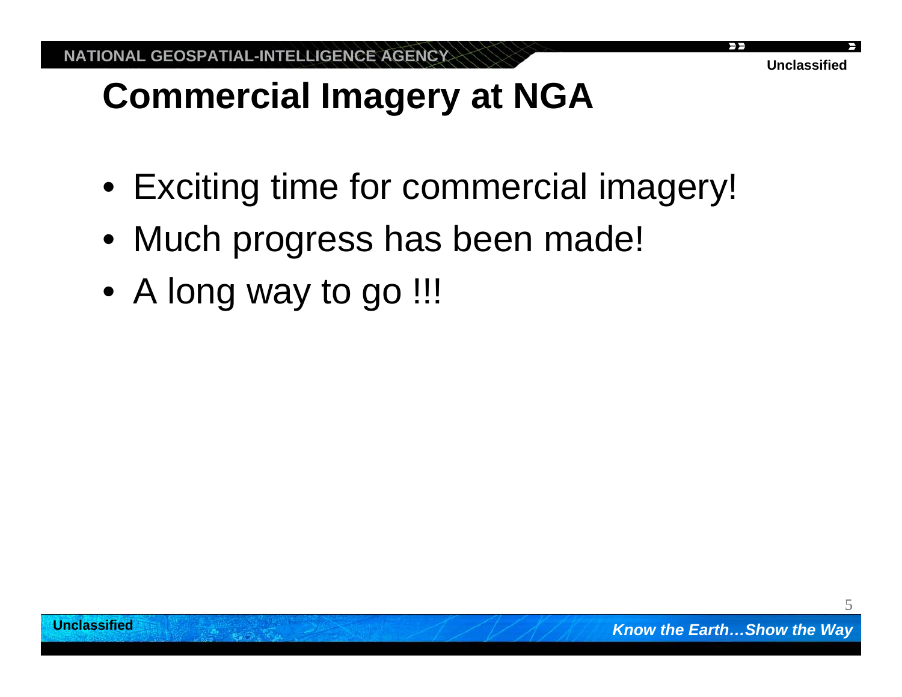# Commercial Imagery at NGA

- Exciting time for commercial imagery!
- Much progress has been made!
- A long way to go !!!